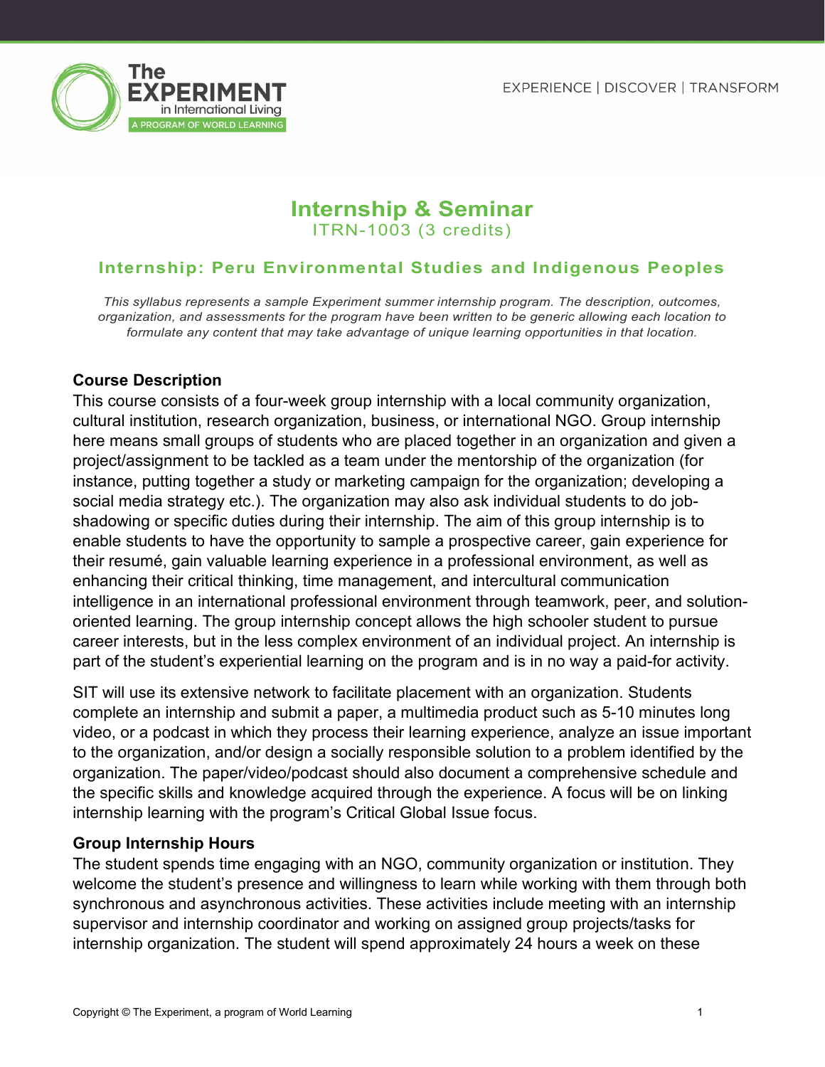# Internship & Seminar

ITRN-1003 (3 credits)

## Internship: Peru Environmental Studies and Indigenous Peoples

*This syllabus represents a sample Experiment summer internship program. The description, outcomes, organization, and assessments for the program have been written to be generic allowing each location to formulate any content that may take advantage of unique learning opportunities in that location.*

### Course Description

This course consists of a four-week group internship with a local community organization, cultural institution, research organization, business, or international NGO. Group internship here means small groups of students who are placed together in an organization and given a project/assignment to be tackled as a team under the mentorship of the organization (for instance, putting together a study or marketing campaign for the organization; developing a social media strategy etc.). The organization may also ask individual students to do job-shadowing or specific duties during their internship. The aim of this group internship is to enable students to have the opportunity to sample a prospective career, gain experience for their resumé, gain valuable learning experience in a professional environment, as well as enhancing their critical thinking, time management, and intercultural communication intelligence in an international professional environment through teamwork, peer, and solution-oriented learning. The group internship concept allows the high schooler student to pursue career interests, but in the less complex environment of an individual project. An internship is part of the student's experiential learning on the program and is in no way a paid-for activity.

SIT will use its extensive network to facilitate placement with an organization. Students complete an internship and submit a paper, a multimedia product such as 5-10 minutes long video, or a podcast in which they process their learning experience, analyze an issue important to the organization, and/or design a socially responsible solution to a problem identified by the organization. The paper/video/podcast should also document a comprehensive schedule and the specific skills and knowledge acquired through the experience. A focus will be on linking internship learning with the program's Critical Global Issue focus.

### Group Internship Hours

The student spends time engaging with an NGO, community organization or institution. They welcome the student's presence and willingness to learn while working with them through both synchronous and asynchronous activities. These activities include meeting with an internship supervisor and internship coordinator and working on assigned group projects/tasks for internship organization. The student will spend approximately 24 hours a week on these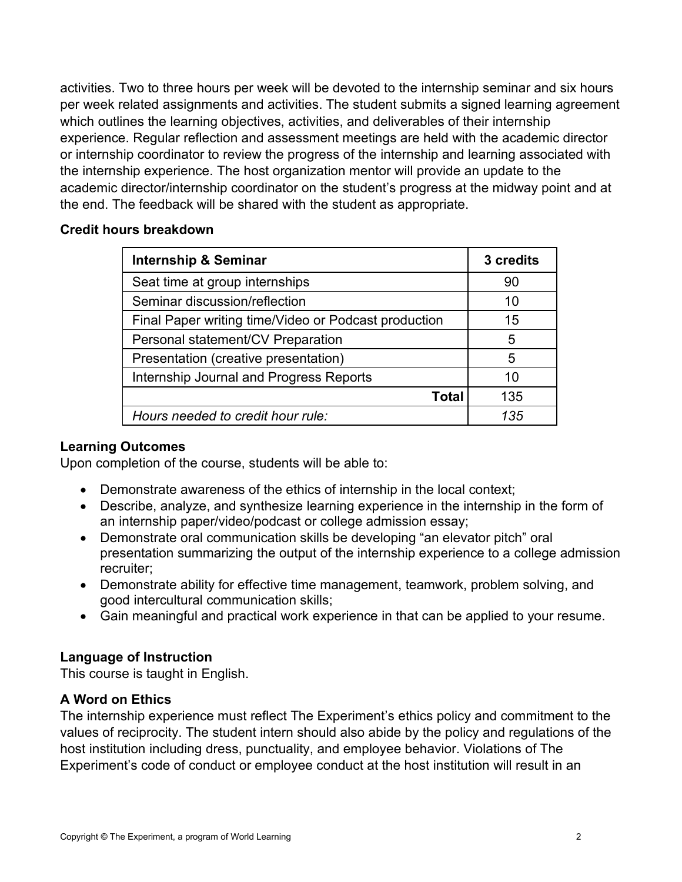activities. Two to three hours per week will be devoted to the internship seminar and six hours per week related assignments and activities. The student submits a signed learning agreement which outlines the learning objectives, activities, and deliverables of their internship experience. Regular reflection and assessment meetings are held with the academic director or internship coordinator to review the progress of the internship and learning associated with the internship experience. The host organization mentor will provide an update to the academic director/internship coordinator on the student's progress at the midway point and at the end. The feedback will be shared with the student as appropriate.

**Credit hours breakdown**

| **Internship & Seminar** | **3 credits** |
|---|---|
| Seat time at group internships | 90 |
| Seminar discussion/reflection | 10 |
| Final Paper writing time/Video or Podcast production | 15 |
| Personal statement/CV Preparation | 5 |
| Presentation (creative presentation) | 5 |
| Internship Journal and Progress Reports | 10 |
| **Total** | 135 |
| *Hours needed to credit hour rule:* | *135* |

**Learning Outcomes**

Upon completion of the course, students will be able to:

- Demonstrate awareness of the ethics of internship in the local context;
- Describe, analyze, and synthesize learning experience in the internship in the form of an internship paper/video/podcast or college admission essay;
- Demonstrate oral communication skills be developing "an elevator pitch" oral presentation summarizing the output of the internship experience to a college admission recruiter;
- Demonstrate ability for effective time management, teamwork, problem solving, and good intercultural communication skills;
- Gain meaningful and practical work experience in that can be applied to your resume.

**Language of Instruction**

This course is taught in English.

**A Word on Ethics**

The internship experience must reflect The Experiment's ethics policy and commitment to the values of reciprocity. The student intern should also abide by the policy and regulations of the host institution including dress, punctuality, and employee behavior. Violations of The Experiment's code of conduct or employee conduct at the host institution will result in an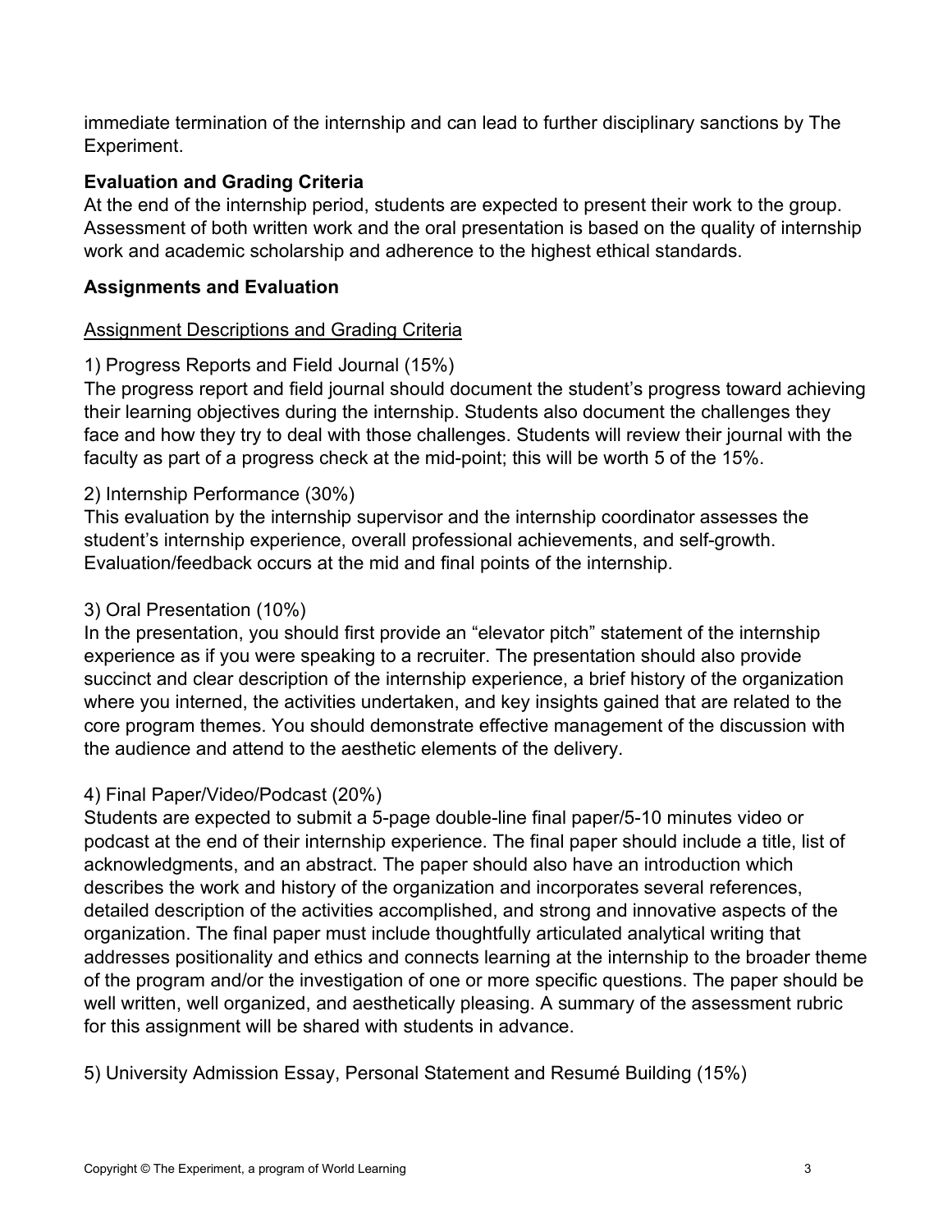immediate termination of the internship and can lead to further disciplinary sanctions by The Experiment.

**Evaluation and Grading Criteria**

At the end of the internship period, students are expected to present their work to the group. Assessment of both written work and the oral presentation is based on the quality of internship work and academic scholarship and adherence to the highest ethical standards.

**Assignments and Evaluation**

<u>Assignment Descriptions and Grading Criteria</u>

1) Progress Reports and Field Journal (15%)

The progress report and field journal should document the student's progress toward achieving their learning objectives during the internship. Students also document the challenges they face and how they try to deal with those challenges. Students will review their journal with the faculty as part of a progress check at the mid-point; this will be worth 5 of the 15%.

2) Internship Performance (30%)

This evaluation by the internship supervisor and the internship coordinator assesses the student's internship experience, overall professional achievements, and self-growth. Evaluation/feedback occurs at the mid and final points of the internship.

3) Oral Presentation (10%)

In the presentation, you should first provide an "elevator pitch" statement of the internship experience as if you were speaking to a recruiter. The presentation should also provide succinct and clear description of the internship experience, a brief history of the organization where you interned, the activities undertaken, and key insights gained that are related to the core program themes. You should demonstrate effective management of the discussion with the audience and attend to the aesthetic elements of the delivery.

4) Final Paper/Video/Podcast (20%)

Students are expected to submit a 5-page double-line final paper/5-10 minutes video or podcast at the end of their internship experience. The final paper should include a title, list of acknowledgments, and an abstract. The paper should also have an introduction which describes the work and history of the organization and incorporates several references, detailed description of the activities accomplished, and strong and innovative aspects of the organization. The final paper must include thoughtfully articulated analytical writing that addresses positionality and ethics and connects learning at the internship to the broader theme of the program and/or the investigation of one or more specific questions. The paper should be well written, well organized, and aesthetically pleasing. A summary of the assessment rubric for this assignment will be shared with students in advance.

5) University Admission Essay, Personal Statement and Resumé Building (15%)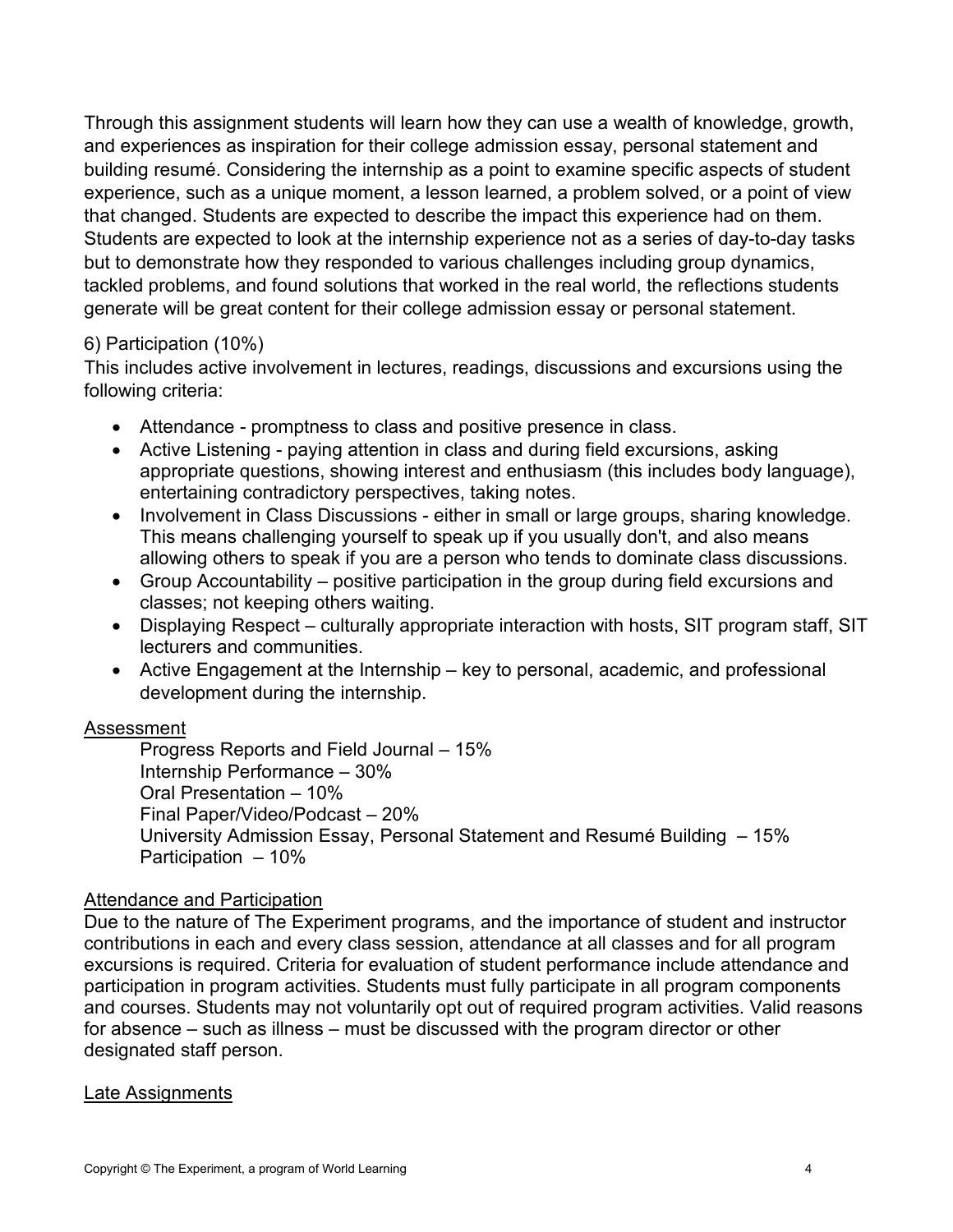Through this assignment students will learn how they can use a wealth of knowledge, growth, and experiences as inspiration for their college admission essay, personal statement and building resumé. Considering the internship as a point to examine specific aspects of student experience, such as a unique moment, a lesson learned, a problem solved, or a point of view that changed. Students are expected to describe the impact this experience had on them. Students are expected to look at the internship experience not as a series of day-to-day tasks but to demonstrate how they responded to various challenges including group dynamics, tackled problems, and found solutions that worked in the real world, the reflections students generate will be great content for their college admission essay or personal statement.

6) Participation (10%)

This includes active involvement in lectures, readings, discussions and excursions using the following criteria:

- Attendance - promptness to class and positive presence in class.
- Active Listening - paying attention in class and during field excursions, asking appropriate questions, showing interest and enthusiasm (this includes body language), entertaining contradictory perspectives, taking notes.
- Involvement in Class Discussions - either in small or large groups, sharing knowledge. This means challenging yourself to speak up if you usually don't, and also means allowing others to speak if you are a person who tends to dominate class discussions.
- Group Accountability – positive participation in the group during field excursions and classes; not keeping others waiting.
- Displaying Respect – culturally appropriate interaction with hosts, SIT program staff, SIT lecturers and communities.
- Active Engagement at the Internship – key to personal, academic, and professional development during the internship.

<u>Assessment</u>

Progress Reports and Field Journal – 15%
Internship Performance – 30%
Oral Presentation – 10%
Final Paper/Video/Podcast – 20%
University Admission Essay, Personal Statement and Resumé Building – 15%
Participation – 10%

<u>Attendance and Participation</u>

Due to the nature of The Experiment programs, and the importance of student and instructor contributions in each and every class session, attendance at all classes and for all program excursions is required. Criteria for evaluation of student performance include attendance and participation in program activities. Students must fully participate in all program components and courses. Students may not voluntarily opt out of required program activities. Valid reasons for absence – such as illness – must be discussed with the program director or other designated staff person.

<u>Late Assignments</u>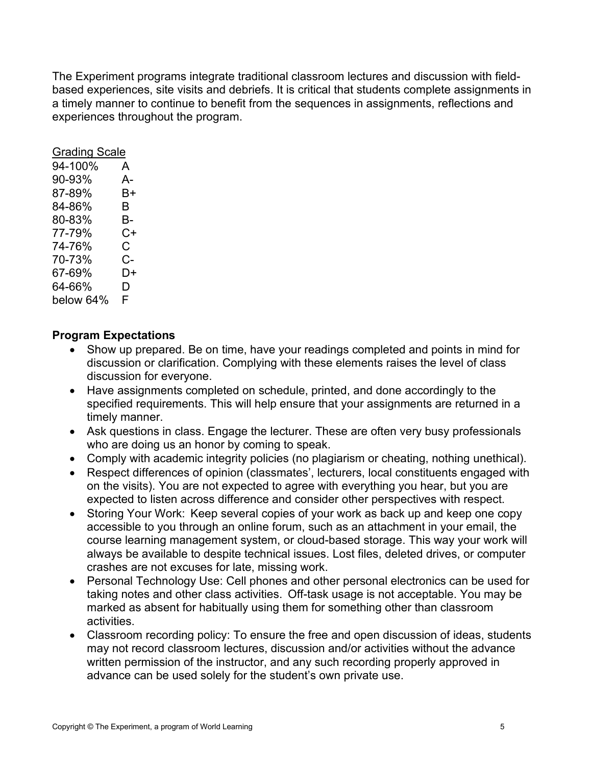The Experiment programs integrate traditional classroom lectures and discussion with field-based experiences, site visits and debriefs. It is critical that students complete assignments in a timely manner to continue to benefit from the sequences in assignments, reflections and experiences throughout the program.

Grading Scale

| | |
|---|---|
| 94-100% | A |
| 90-93% | A- |
| 87-89% | B+ |
| 84-86% | B |
| 80-83% | B- |
| 77-79% | C+ |
| 74-76% | C |
| 70-73% | C- |
| 67-69% | D+ |
| 64-66% | D |
| below 64% | F |

**Program Expectations**

- Show up prepared. Be on time, have your readings completed and points in mind for discussion or clarification. Complying with these elements raises the level of class discussion for everyone.
- Have assignments completed on schedule, printed, and done accordingly to the specified requirements. This will help ensure that your assignments are returned in a timely manner.
- Ask questions in class. Engage the lecturer. These are often very busy professionals who are doing us an honor by coming to speak.
- Comply with academic integrity policies (no plagiarism or cheating, nothing unethical).
- Respect differences of opinion (classmates', lecturers, local constituents engaged with on the visits). You are not expected to agree with everything you hear, but you are expected to listen across difference and consider other perspectives with respect.
- Storing Your Work: Keep several copies of your work as back up and keep one copy accessible to you through an online forum, such as an attachment in your email, the course learning management system, or cloud-based storage. This way your work will always be available to despite technical issues. Lost files, deleted drives, or computer crashes are not excuses for late, missing work.
- Personal Technology Use: Cell phones and other personal electronics can be used for taking notes and other class activities. Off-task usage is not acceptable. You may be marked as absent for habitually using them for something other than classroom activities.
- Classroom recording policy: To ensure the free and open discussion of ideas, students may not record classroom lectures, discussion and/or activities without the advance written permission of the instructor, and any such recording properly approved in advance can be used solely for the student's own private use.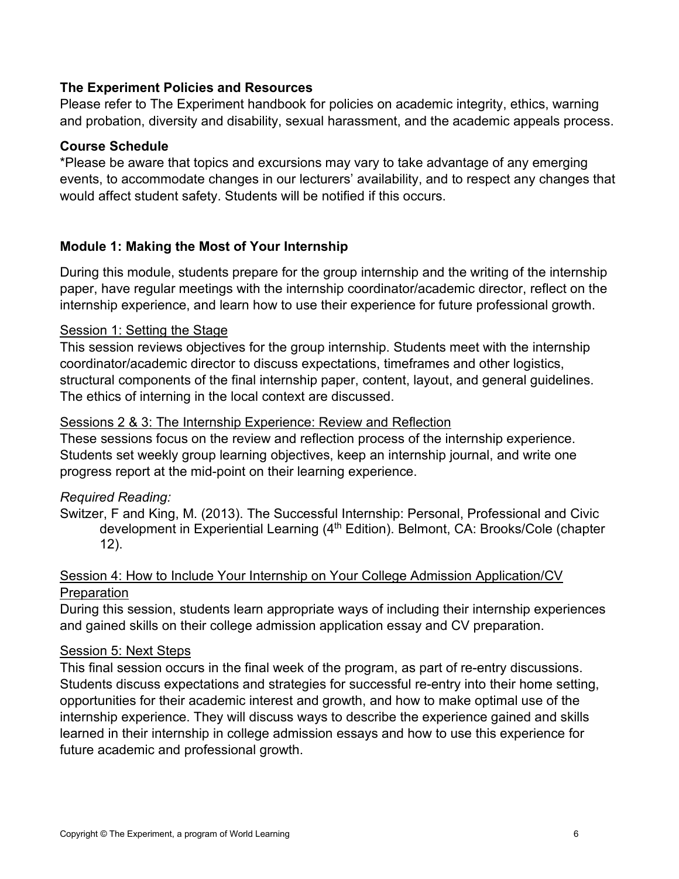**The Experiment Policies and Resources**

Please refer to The Experiment handbook for policies on academic integrity, ethics, warning and probation, diversity and disability, sexual harassment, and the academic appeals process.

**Course Schedule**

*Please be aware that topics and excursions may vary to take advantage of any emerging events, to accommodate changes in our lecturers' availability, and to respect any changes that would affect student safety. Students will be notified if this occurs.

### Module 1: Making the Most of Your Internship

During this module, students prepare for the group internship and the writing of the internship paper, have regular meetings with the internship coordinator/academic director, reflect on the internship experience, and learn how to use their experience for future professional growth.

Session 1: Setting the Stage

This session reviews objectives for the group internship. Students meet with the internship coordinator/academic director to discuss expectations, timeframes and other logistics, structural components of the final internship paper, content, layout, and general guidelines. The ethics of interning in the local context are discussed.

Sessions 2 & 3: The Internship Experience: Review and Reflection

These sessions focus on the review and reflection process of the internship experience. Students set weekly group learning objectives, keep an internship journal, and write one progress report at the mid-point on their learning experience.

*Required Reading:*

Switzer, F and King, M. (2013). The Successful Internship: Personal, Professional and Civic development in Experiential Learning (4th Edition). Belmont, CA: Brooks/Cole (chapter 12).

Session 4: How to Include Your Internship on Your College Admission Application/CV Preparation

During this session, students learn appropriate ways of including their internship experiences and gained skills on their college admission application essay and CV preparation.

Session 5: Next Steps

This final session occurs in the final week of the program, as part of re-entry discussions. Students discuss expectations and strategies for successful re-entry into their home setting, opportunities for their academic interest and growth, and how to make optimal use of the internship experience. They will discuss ways to describe the experience gained and skills learned in their internship in college admission essays and how to use this experience for future academic and professional growth.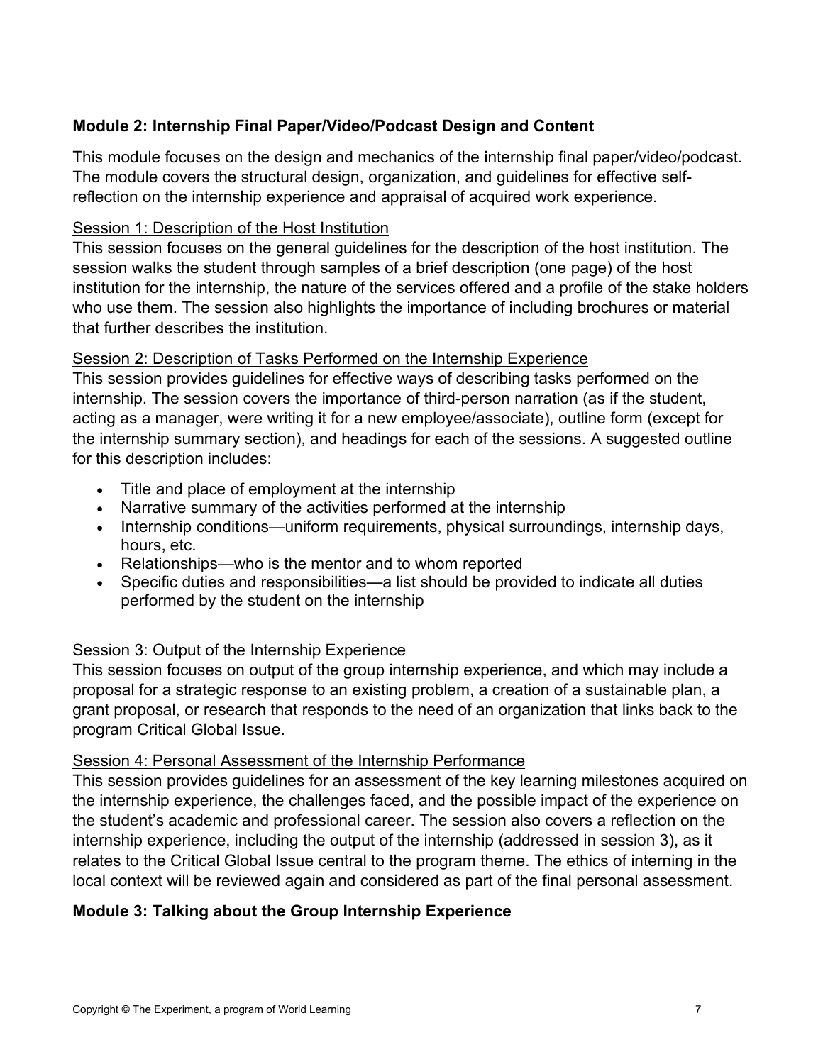**Module 2: Internship Final Paper/Video/Podcast Design and Content**

This module focuses on the design and mechanics of the internship final paper/video/podcast. The module covers the structural design, organization, and guidelines for effective self-reflection on the internship experience and appraisal of acquired work experience.

Session 1: Description of the Host Institution

This session focuses on the general guidelines for the description of the host institution. The session walks the student through samples of a brief description (one page) of the host institution for the internship, the nature of the services offered and a profile of the stake holders who use them. The session also highlights the importance of including brochures or material that further describes the institution.

Session 2: Description of Tasks Performed on the Internship Experience

This session provides guidelines for effective ways of describing tasks performed on the internship. The session covers the importance of third-person narration (as if the student, acting as a manager, were writing it for a new employee/associate), outline form (except for the internship summary section), and headings for each of the sessions. A suggested outline for this description includes:

- Title and place of employment at the internship
- Narrative summary of the activities performed at the internship
- Internship conditions—uniform requirements, physical surroundings, internship days, hours, etc.
- Relationships—who is the mentor and to whom reported
- Specific duties and responsibilities—a list should be provided to indicate all duties performed by the student on the internship

Session 3: Output of the Internship Experience

This session focuses on output of the group internship experience, and which may include a proposal for a strategic response to an existing problem, a creation of a sustainable plan, a grant proposal, or research that responds to the need of an organization that links back to the program Critical Global Issue.

Session 4: Personal Assessment of the Internship Performance

This session provides guidelines for an assessment of the key learning milestones acquired on the internship experience, the challenges faced, and the possible impact of the experience on the student's academic and professional career. The session also covers a reflection on the internship experience, including the output of the internship (addressed in session 3), as it relates to the Critical Global Issue central to the program theme. The ethics of interning in the local context will be reviewed again and considered as part of the final personal assessment.

**Module 3: Talking about the Group Internship Experience**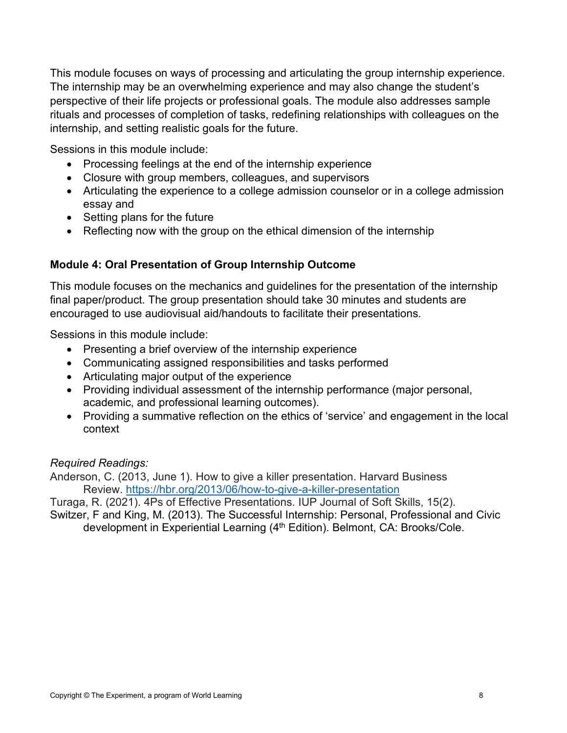This module focuses on ways of processing and articulating the group internship experience. The internship may be an overwhelming experience and may also change the student's perspective of their life projects or professional goals. The module also addresses sample rituals and processes of completion of tasks, redefining relationships with colleagues on the internship, and setting realistic goals for the future.

Sessions in this module include:

- Processing feelings at the end of the internship experience
- Closure with group members, colleagues, and supervisors
- Articulating the experience to a college admission counselor or in a college admission essay and
- Setting plans for the future
- Reflecting now with the group on the ethical dimension of the internship

**Module 4: Oral Presentation of Group Internship Outcome**

This module focuses on the mechanics and guidelines for the presentation of the internship final paper/product. The group presentation should take 30 minutes and students are encouraged to use audiovisual aid/handouts to facilitate their presentations.

Sessions in this module include:

- Presenting a brief overview of the internship experience
- Communicating assigned responsibilities and tasks performed
- Articulating major output of the experience
- Providing individual assessment of the internship performance (major personal, academic, and professional learning outcomes).
- Providing a summative reflection on the ethics of 'service' and engagement in the local context

*Required Readings:*

Anderson, C. (2013, June 1). How to give a killer presentation. Harvard Business Review. https://hbr.org/2013/06/how-to-give-a-killer-presentation

Turaga, R. (2021). 4Ps of Effective Presentations. IUP Journal of Soft Skills, 15(2).

Switzer, F and King, M. (2013). The Successful Internship: Personal, Professional and Civic development in Experiential Learning (4th Edition). Belmont, CA: Brooks/Cole.